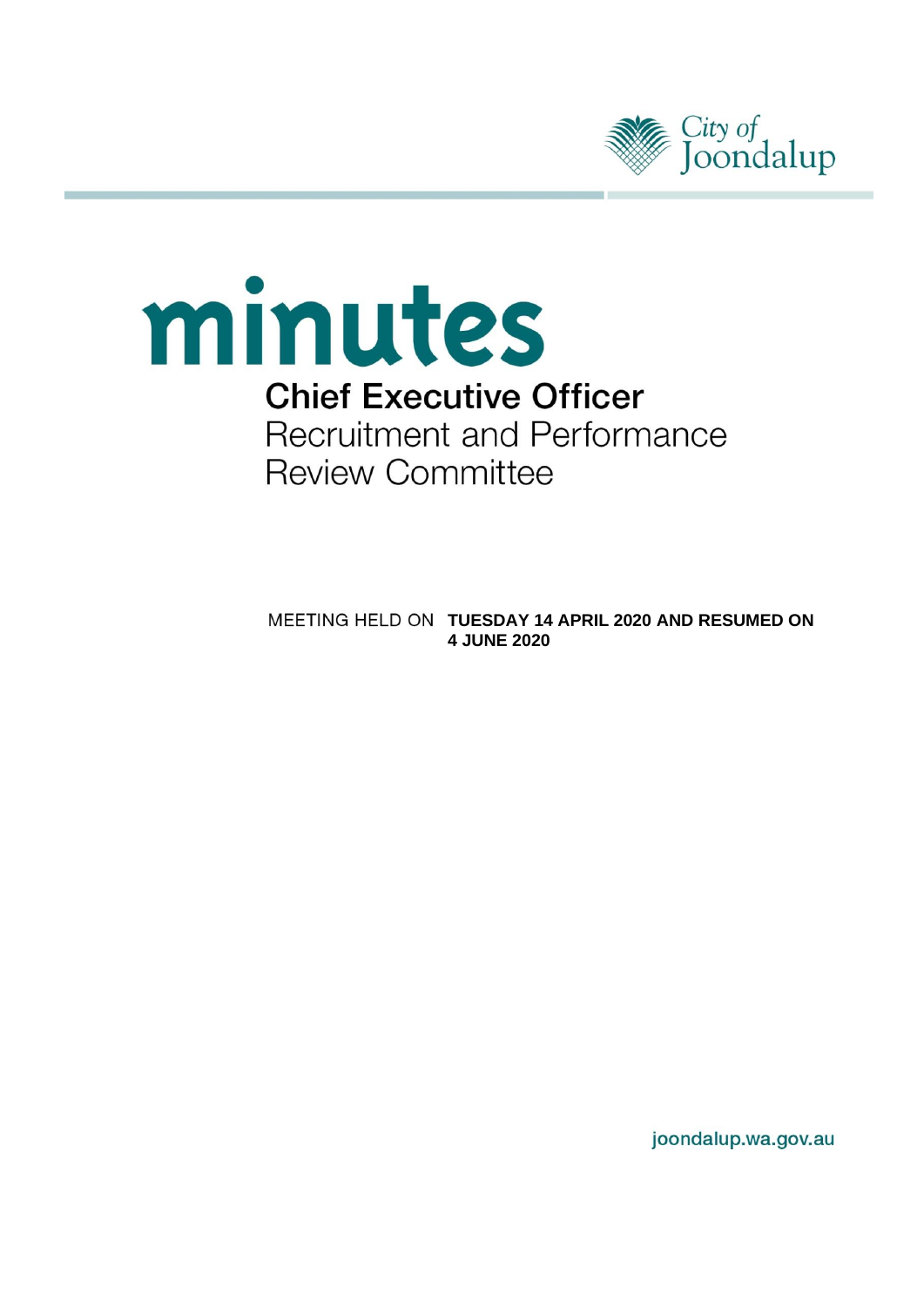City of Joondalup

# minutes

## Chief Executive Officer Recruitment and Performance Review Committee

MEETING HELD ON **TUESDAY 14 APRIL 2020 AND RESUMED ON 4 JUNE 2020**

joondalup.wa.gov.au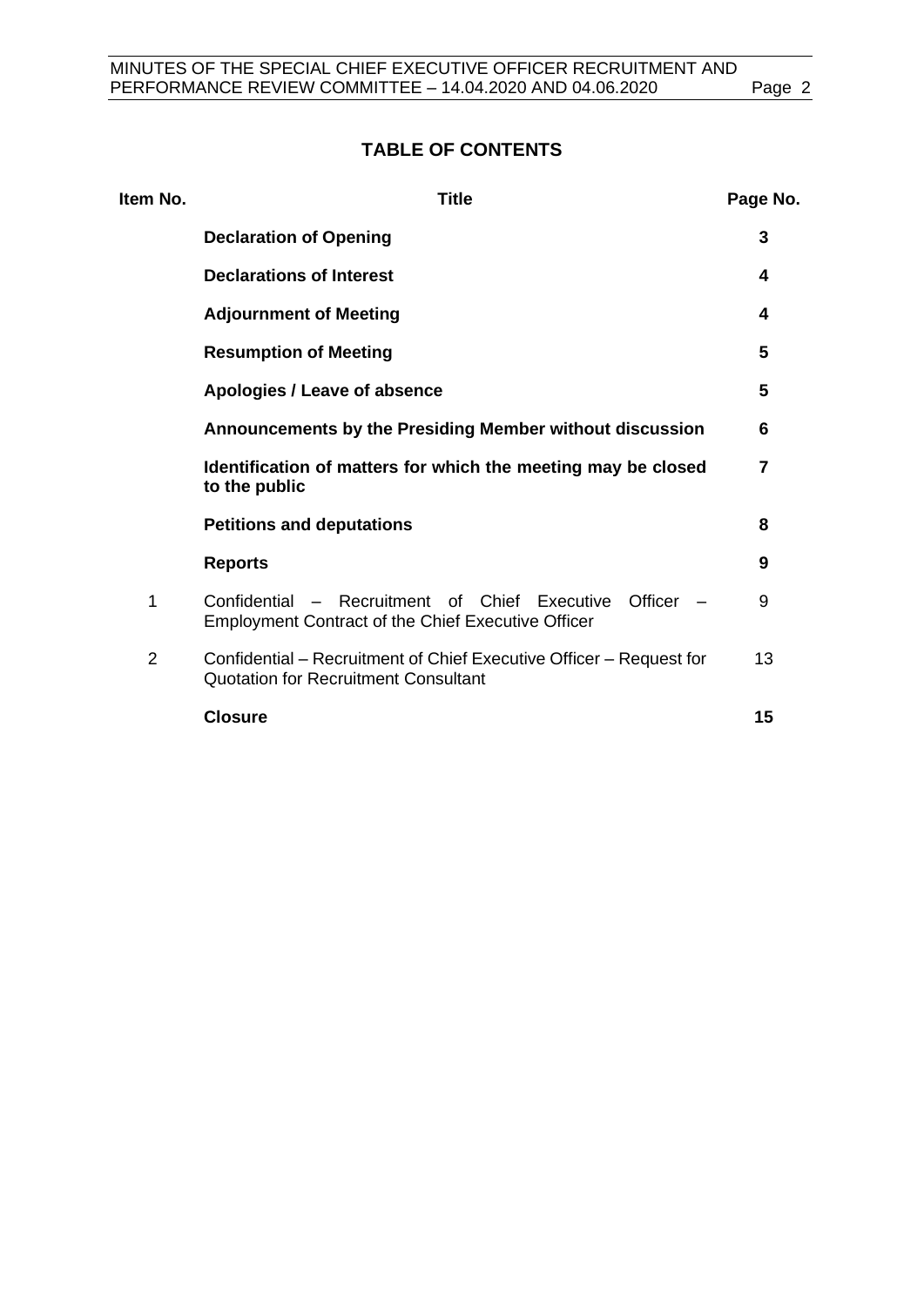# TABLE OF CONTENTS

| Item No. | Title | Page No. |
|---|---|---|
| | **Declaration of Opening** | **3** |
| | **Declarations of Interest** | **4** |
| | **Adjournment of Meeting** | **4** |
| | **Resumption of Meeting** | **5** |
| | **Apologies / Leave of absence** | **5** |
| | **Announcements by the Presiding Member without discussion** | **6** |
| | **Identification of matters for which the meeting may be closed to the public** | **7** |
| | **Petitions and deputations** | **8** |
| | **Reports** | **9** |
| 1 | Confidential – Recruitment of Chief Executive Officer – Employment Contract of the Chief Executive Officer | 9 |
| 2 | Confidential – Recruitment of Chief Executive Officer – Request for Quotation for Recruitment Consultant | 13 |
| | **Closure** | **15** |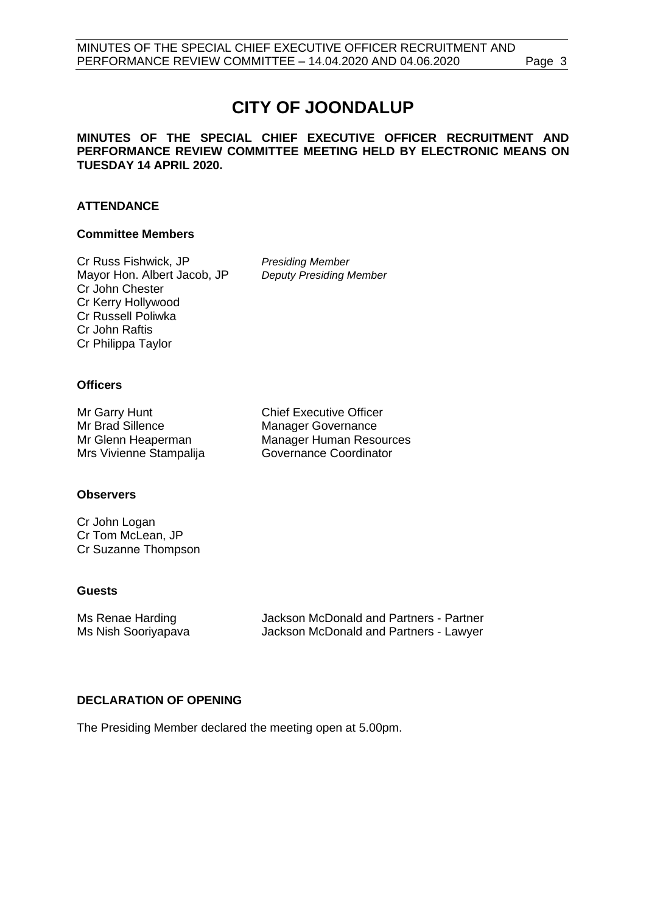# CITY OF JOONDALUP

**MINUTES OF THE SPECIAL CHIEF EXECUTIVE OFFICER RECRUITMENT AND PERFORMANCE REVIEW COMMITTEE MEETING HELD BY ELECTRONIC MEANS ON TUESDAY 14 APRIL 2020.**

## ATTENDANCE

### Committee Members

| | |
|---|---|
| Cr Russ Fishwick, JP | *Presiding Member* |
| Mayor Hon. Albert Jacob, JP | *Deputy Presiding Member* |
| Cr John Chester | |
| Cr Kerry Hollywood | |
| Cr Russell Poliwka | |
| Cr John Raftis | |
| Cr Philippa Taylor | |

### Officers

| | |
|---|---|
| Mr Garry Hunt | Chief Executive Officer |
| Mr Brad Sillence | Manager Governance |
| Mr Glenn Heaperman | Manager Human Resources |
| Mrs Vivienne Stampalija | Governance Coordinator |

### Observers

Cr John Logan
Cr Tom McLean, JP
Cr Suzanne Thompson

### Guests

| | |
|---|---|
| Ms Renae Harding | Jackson McDonald and Partners - Partner |
| Ms Nish Sooriyapava | Jackson McDonald and Partners - Lawyer |

## DECLARATION OF OPENING

The Presiding Member declared the meeting open at 5.00pm.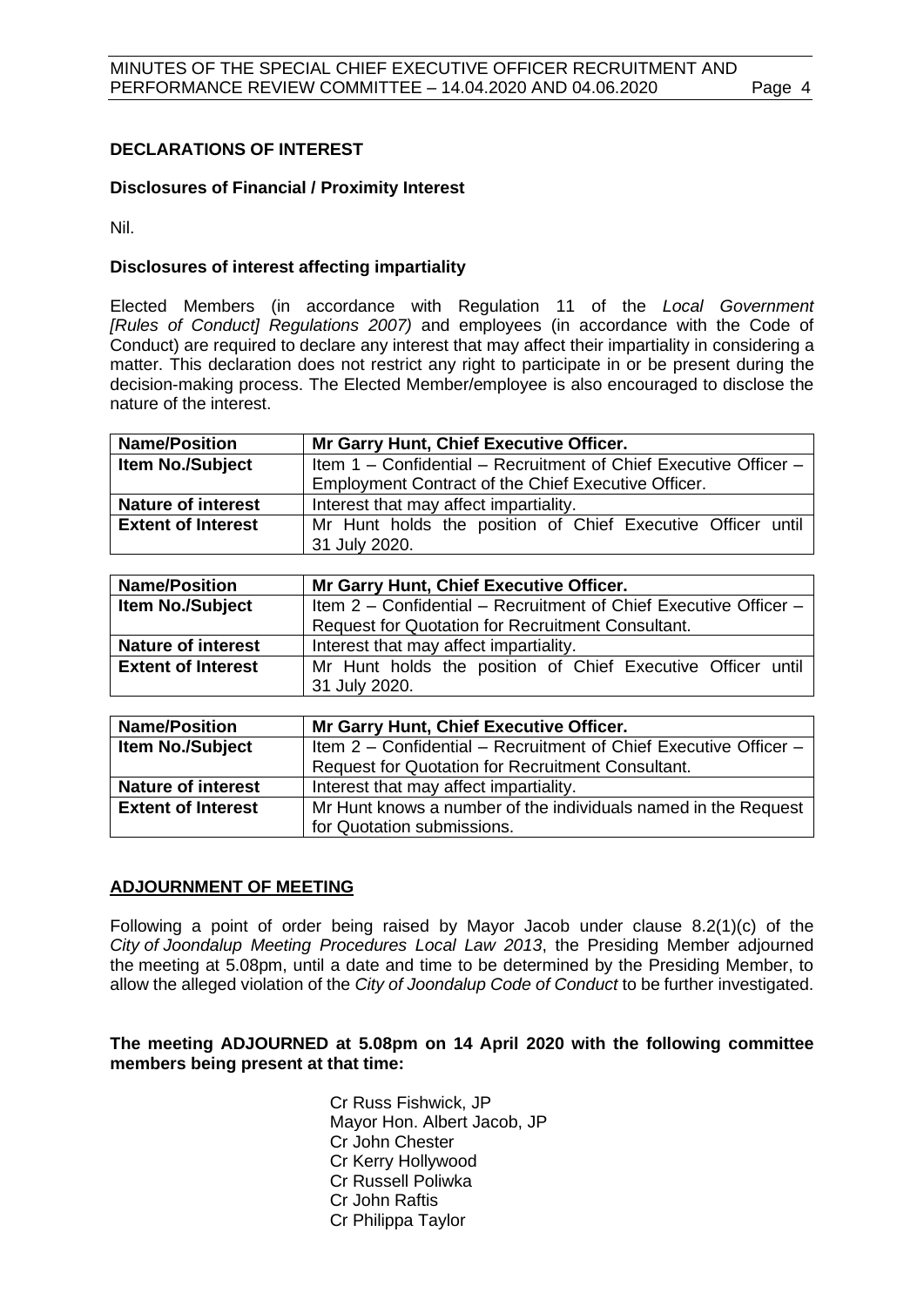**DECLARATIONS OF INTEREST**

**Disclosures of Financial / Proximity Interest**

Nil.

**Disclosures of interest affecting impartiality**

Elected Members (in accordance with Regulation 11 of the *Local Government [Rules of Conduct] Regulations 2007)* and employees (in accordance with the Code of Conduct) are required to declare any interest that may affect their impartiality in considering a matter. This declaration does not restrict any right to participate in or be present during the decision-making process. The Elected Member/employee is also encouraged to disclose the nature of the interest.

| **Name/Position** | **Mr Garry Hunt, Chief Executive Officer.** |
|---|---|
| **Item No./Subject** | Item 1 – Confidential – Recruitment of Chief Executive Officer – Employment Contract of the Chief Executive Officer. |
| **Nature of interest** | Interest that may affect impartiality. |
| **Extent of Interest** | Mr Hunt holds the position of Chief Executive Officer until 31 July 2020. |

| **Name/Position** | **Mr Garry Hunt, Chief Executive Officer.** |
|---|---|
| **Item No./Subject** | Item 2 – Confidential – Recruitment of Chief Executive Officer – Request for Quotation for Recruitment Consultant. |
| **Nature of interest** | Interest that may affect impartiality. |
| **Extent of Interest** | Mr Hunt holds the position of Chief Executive Officer until 31 July 2020. |

| **Name/Position** | **Mr Garry Hunt, Chief Executive Officer.** |
|---|---|
| **Item No./Subject** | Item 2 – Confidential – Recruitment of Chief Executive Officer – Request for Quotation for Recruitment Consultant. |
| **Nature of interest** | Interest that may affect impartiality. |
| **Extent of Interest** | Mr Hunt knows a number of the individuals named in the Request for Quotation submissions. |

**ADJOURNMENT OF MEETING**

Following a point of order being raised by Mayor Jacob under clause 8.2(1)(c) of the *City of Joondalup Meeting Procedures Local Law 2013*, the Presiding Member adjourned the meeting at 5.08pm, until a date and time to be determined by the Presiding Member, to allow the alleged violation of the *City of Joondalup Code of Conduct* to be further investigated.

**The meeting ADJOURNED at 5.08pm on 14 April 2020 with the following committee members being present at that time:**

Cr Russ Fishwick, JP
Mayor Hon. Albert Jacob, JP
Cr John Chester
Cr Kerry Hollywood
Cr Russell Poliwka
Cr John Raftis
Cr Philippa Taylor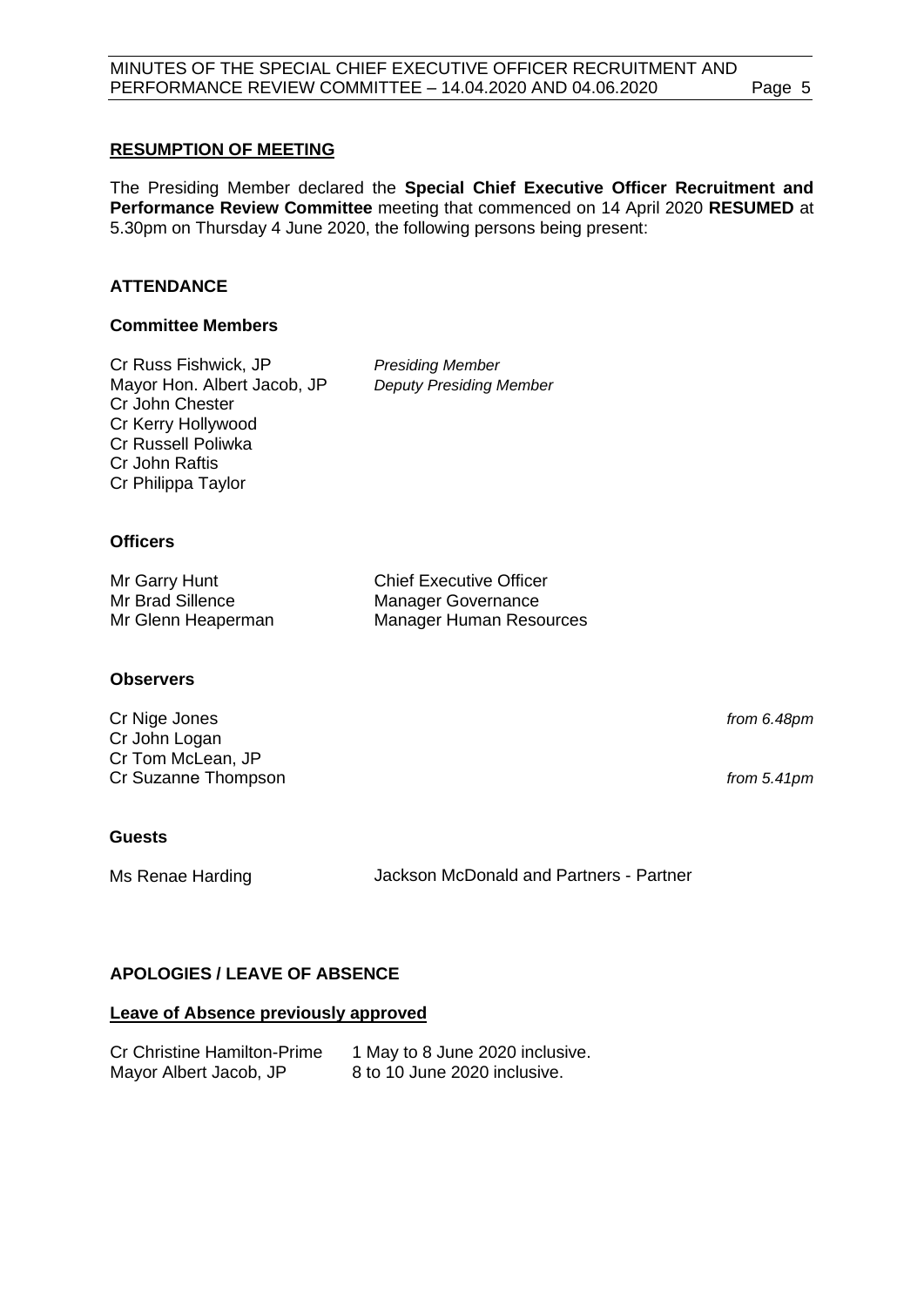## RESUMPTION OF MEETING

The Presiding Member declared the **Special Chief Executive Officer Recruitment and Performance Review Committee** meeting that commenced on 14 April 2020 **RESUMED** at 5.30pm on Thursday 4 June 2020, the following persons being present:

## ATTENDANCE

### Committee Members

| | |
|---|---|
| Cr Russ Fishwick, JP | *Presiding Member* |
| Mayor Hon. Albert Jacob, JP | *Deputy Presiding Member* |
| Cr John Chester | |
| Cr Kerry Hollywood | |
| Cr Russell Poliwka | |
| Cr John Raftis | |
| Cr Philippa Taylor | |

### Officers

| | |
|---|---|
| Mr Garry Hunt | Chief Executive Officer |
| Mr Brad Sillence | Manager Governance |
| Mr Glenn Heaperman | Manager Human Resources |

### Observers

| | |
|---|---|
| Cr Nige Jones | *from 6.48pm* |
| Cr John Logan | |
| Cr Tom McLean, JP | |
| Cr Suzanne Thompson | *from 5.41pm* |

### Guests

| | |
|---|---|
| Ms Renae Harding | Jackson McDonald and Partners - Partner |

## APOLOGIES / LEAVE OF ABSENCE

### Leave of Absence previously approved

| | |
|---|---|
| Cr Christine Hamilton-Prime | 1 May to 8 June 2020 inclusive. |
| Mayor Albert Jacob, JP | 8 to 10 June 2020 inclusive. |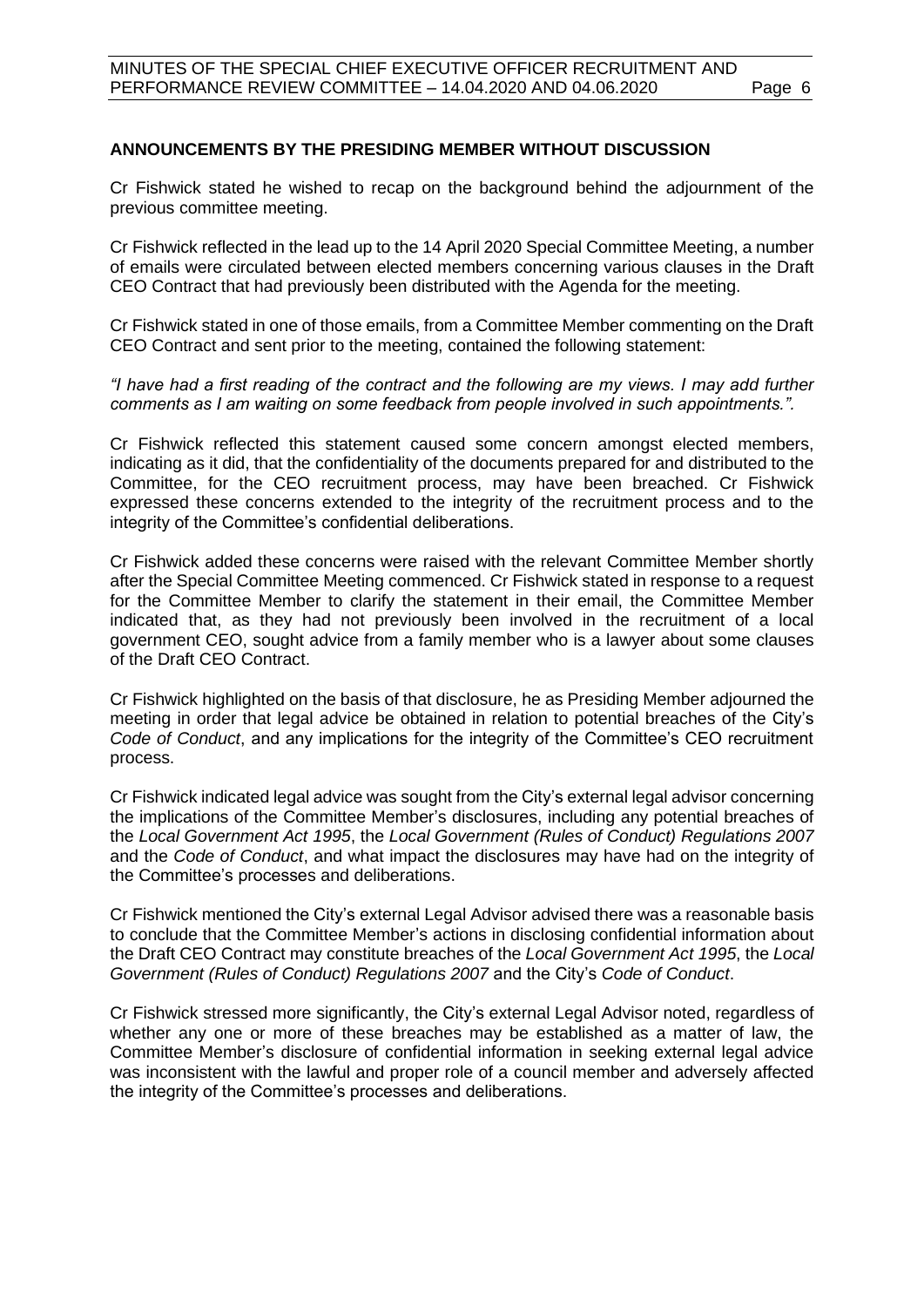**ANNOUNCEMENTS BY THE PRESIDING MEMBER WITHOUT DISCUSSION**

Cr Fishwick stated he wished to recap on the background behind the adjournment of the previous committee meeting.

Cr Fishwick reflected in the lead up to the 14 April 2020 Special Committee Meeting, a number of emails were circulated between elected members concerning various clauses in the Draft CEO Contract that had previously been distributed with the Agenda for the meeting.

Cr Fishwick stated in one of those emails, from a Committee Member commenting on the Draft CEO Contract and sent prior to the meeting, contained the following statement:

*"I have had a first reading of the contract and the following are my views. I may add further comments as I am waiting on some feedback from people involved in such appointments.".*

Cr Fishwick reflected this statement caused some concern amongst elected members, indicating as it did, that the confidentiality of the documents prepared for and distributed to the Committee, for the CEO recruitment process, may have been breached. Cr Fishwick expressed these concerns extended to the integrity of the recruitment process and to the integrity of the Committee's confidential deliberations.

Cr Fishwick added these concerns were raised with the relevant Committee Member shortly after the Special Committee Meeting commenced. Cr Fishwick stated in response to a request for the Committee Member to clarify the statement in their email, the Committee Member indicated that, as they had not previously been involved in the recruitment of a local government CEO, sought advice from a family member who is a lawyer about some clauses of the Draft CEO Contract.

Cr Fishwick highlighted on the basis of that disclosure, he as Presiding Member adjourned the meeting in order that legal advice be obtained in relation to potential breaches of the City's *Code of Conduct*, and any implications for the integrity of the Committee's CEO recruitment process.

Cr Fishwick indicated legal advice was sought from the City's external legal advisor concerning the implications of the Committee Member's disclosures, including any potential breaches of the *Local Government Act 1995*, the *Local Government (Rules of Conduct) Regulations 2007* and the *Code of Conduct*, and what impact the disclosures may have had on the integrity of the Committee's processes and deliberations.

Cr Fishwick mentioned the City's external Legal Advisor advised there was a reasonable basis to conclude that the Committee Member's actions in disclosing confidential information about the Draft CEO Contract may constitute breaches of the *Local Government Act 1995*, the *Local Government (Rules of Conduct) Regulations 2007* and the City's *Code of Conduct*.

Cr Fishwick stressed more significantly, the City's external Legal Advisor noted, regardless of whether any one or more of these breaches may be established as a matter of law, the Committee Member's disclosure of confidential information in seeking external legal advice was inconsistent with the lawful and proper role of a council member and adversely affected the integrity of the Committee's processes and deliberations.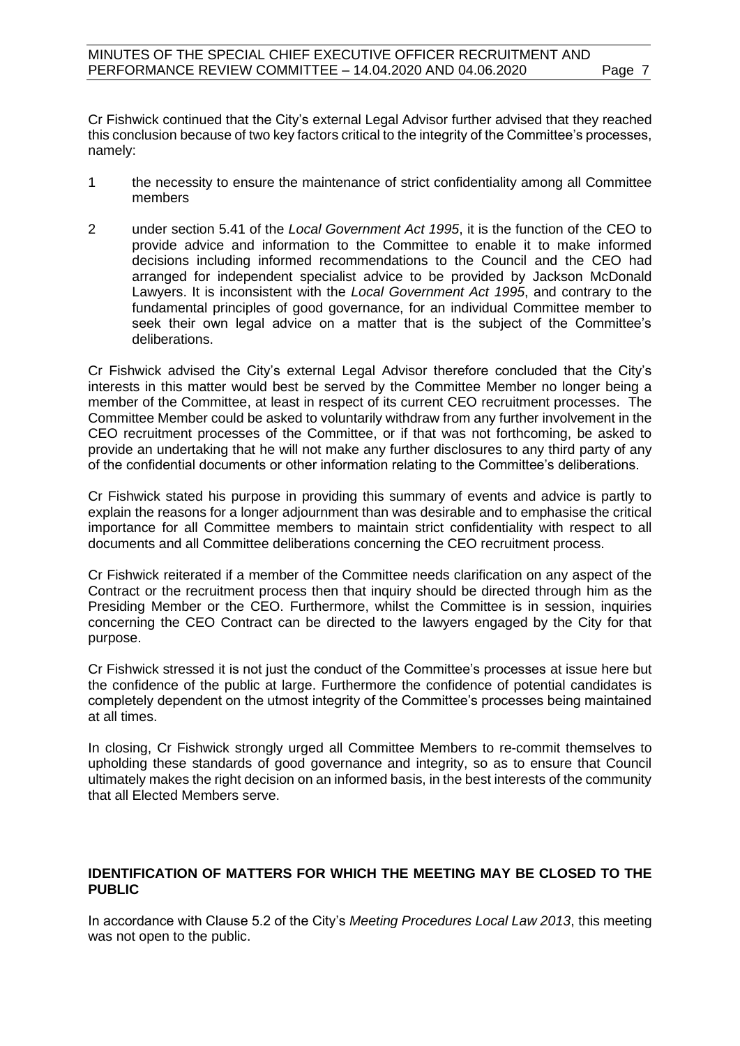Cr Fishwick continued that the City's external Legal Advisor further advised that they reached this conclusion because of two key factors critical to the integrity of the Committee's processes, namely:

1. the necessity to ensure the maintenance of strict confidentiality among all Committee members
2. under section 5.41 of the *Local Government Act 1995*, it is the function of the CEO to provide advice and information to the Committee to enable it to make informed decisions including informed recommendations to the Council and the CEO had arranged for independent specialist advice to be provided by Jackson McDonald Lawyers. It is inconsistent with the *Local Government Act 1995*, and contrary to the fundamental principles of good governance, for an individual Committee member to seek their own legal advice on a matter that is the subject of the Committee's deliberations.

Cr Fishwick advised the City's external Legal Advisor therefore concluded that the City's interests in this matter would best be served by the Committee Member no longer being a member of the Committee, at least in respect of its current CEO recruitment processes. The Committee Member could be asked to voluntarily withdraw from any further involvement in the CEO recruitment processes of the Committee, or if that was not forthcoming, be asked to provide an undertaking that he will not make any further disclosures to any third party of any of the confidential documents or other information relating to the Committee's deliberations.

Cr Fishwick stated his purpose in providing this summary of events and advice is partly to explain the reasons for a longer adjournment than was desirable and to emphasise the critical importance for all Committee members to maintain strict confidentiality with respect to all documents and all Committee deliberations concerning the CEO recruitment process.

Cr Fishwick reiterated if a member of the Committee needs clarification on any aspect of the Contract or the recruitment process then that inquiry should be directed through him as the Presiding Member or the CEO. Furthermore, whilst the Committee is in session, inquiries concerning the CEO Contract can be directed to the lawyers engaged by the City for that purpose.

Cr Fishwick stressed it is not just the conduct of the Committee's processes at issue here but the confidence of the public at large. Furthermore the confidence of potential candidates is completely dependent on the utmost integrity of the Committee's processes being maintained at all times.

In closing, Cr Fishwick strongly urged all Committee Members to re-commit themselves to upholding these standards of good governance and integrity, so as to ensure that Council ultimately makes the right decision on an informed basis, in the best interests of the community that all Elected Members serve.

## IDENTIFICATION OF MATTERS FOR WHICH THE MEETING MAY BE CLOSED TO THE PUBLIC

In accordance with Clause 5.2 of the City's *Meeting Procedures Local Law 2013*, this meeting was not open to the public.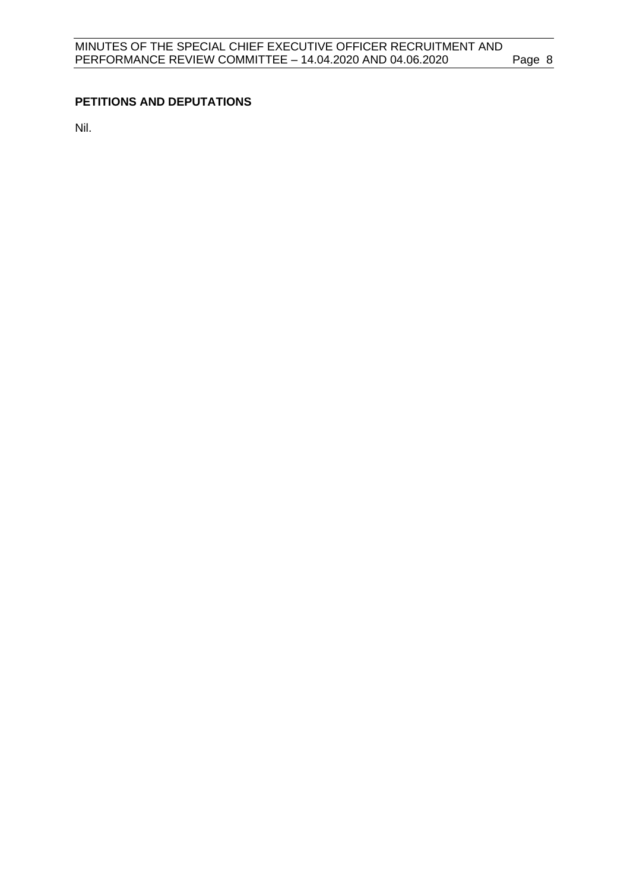## PETITIONS AND DEPUTATIONS

Nil.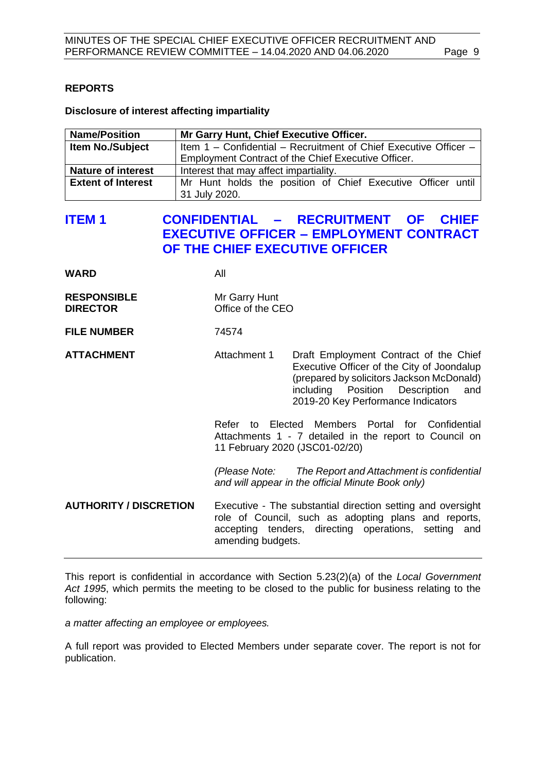## REPORTS

**Disclosure of interest affecting impartiality**

| **Name/Position** | **Mr Garry Hunt, Chief Executive Officer.** |
|---|---|
| **Item No./Subject** | Item 1 – Confidential – Recruitment of Chief Executive Officer – Employment Contract of the Chief Executive Officer. |
| **Nature of interest** | Interest that may affect impartiality. |
| **Extent of Interest** | Mr Hunt holds the position of Chief Executive Officer until 31 July 2020. |

# ITEM 1 CONFIDENTIAL – RECRUITMENT OF CHIEF EXECUTIVE OFFICER – EMPLOYMENT CONTRACT OF THE CHIEF EXECUTIVE OFFICER

**WARD** All

**RESPONSIBLE DIRECTOR** Mr Garry Hunt
Office of the CEO

**FILE NUMBER** 74574

**ATTACHMENT** Attachment 1 Draft Employment Contract of the Chief Executive Officer of the City of Joondalup (prepared by solicitors Jackson McDonald) including Position Description and 2019-20 Key Performance Indicators

Refer to Elected Members Portal for Confidential Attachments 1 - 7 detailed in the report to Council on 11 February 2020 (JSC01-02/20)

*(Please Note: The Report and Attachment is confidential and will appear in the official Minute Book only)*

**AUTHORITY / DISCRETION** Executive - The substantial direction setting and oversight role of Council, such as adopting plans and reports, accepting tenders, directing operations, setting and amending budgets.

---

This report is confidential in accordance with Section 5.23(2)(a) of the *Local Government Act 1995*, which permits the meeting to be closed to the public for business relating to the following:

*a matter affecting an employee or employees.*

A full report was provided to Elected Members under separate cover. The report is not for publication.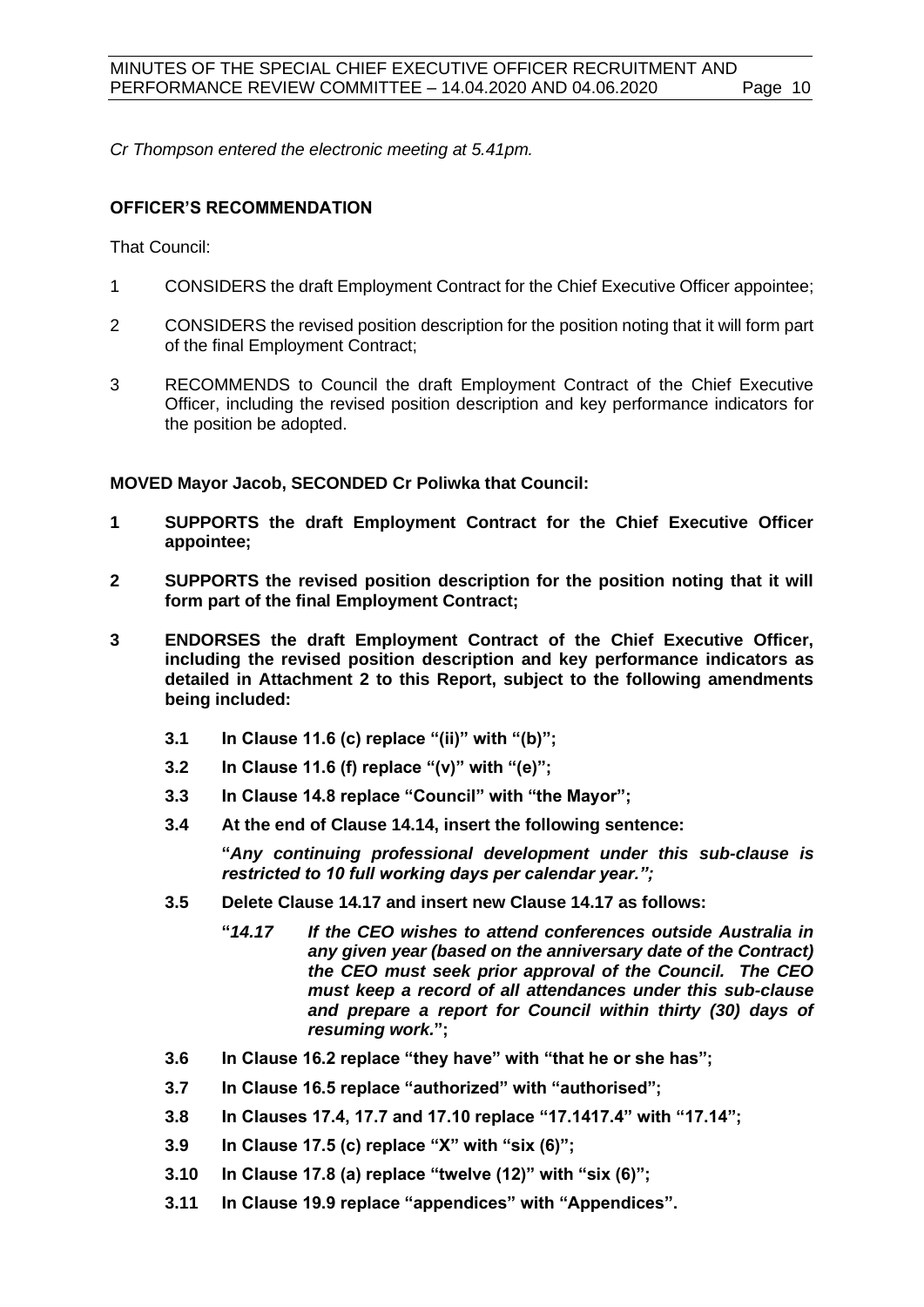*Cr Thompson entered the electronic meeting at 5.41pm.*

**OFFICER'S RECOMMENDATION**

That Council:

1 CONSIDERS the draft Employment Contract for the Chief Executive Officer appointee;

2 CONSIDERS the revised position description for the position noting that it will form part of the final Employment Contract;

3 RECOMMENDS to Council the draft Employment Contract of the Chief Executive Officer, including the revised position description and key performance indicators for the position be adopted.

**MOVED Mayor Jacob, SECONDED Cr Poliwka that Council:**

**1 SUPPORTS the draft Employment Contract for the Chief Executive Officer appointee;**

**2 SUPPORTS the revised position description for the position noting that it will form part of the final Employment Contract;**

**3 ENDORSES the draft Employment Contract of the Chief Executive Officer, including the revised position description and key performance indicators as detailed in Attachment 2 to this Report, subject to the following amendments being included:**

**3.1 In Clause 11.6 (c) replace "(ii)" with "(b)";**

**3.2 In Clause 11.6 (f) replace "(v)" with "(e)";**

**3.3 In Clause 14.8 replace "Council" with "the Mayor";**

**3.4 At the end of Clause 14.14, insert the following sentence:**

**"*Any continuing professional development under this sub-clause is restricted to 10 full working days per calendar year.";***

**3.5 Delete Clause 14.17 and insert new Clause 14.17 as follows:**

**"*14.17 If the CEO wishes to attend conferences outside Australia in any given year (based on the anniversary date of the Contract) the CEO must seek prior approval of the Council. The CEO must keep a record of all attendances under this sub-clause and prepare a report for Council within thirty (30) days of resuming work.*";**

**3.6 In Clause 16.2 replace "they have" with "that he or she has";**

**3.7 In Clause 16.5 replace "authorized" with "authorised";**

**3.8 In Clauses 17.4, 17.7 and 17.10 replace "17.1417.4" with "17.14";**

**3.9 In Clause 17.5 (c) replace "X" with "six (6)";**

**3.10 In Clause 17.8 (a) replace "twelve (12)" with "six (6)";**

**3.11 In Clause 19.9 replace "appendices" with "Appendices".**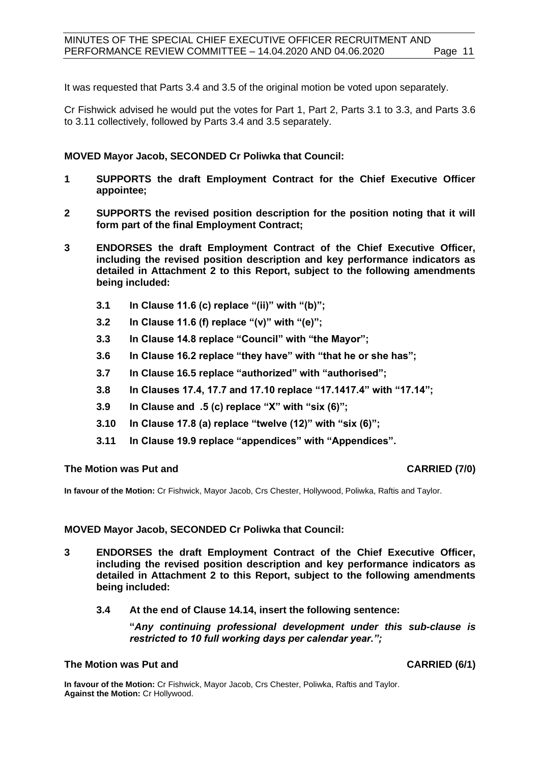It was requested that Parts 3.4 and 3.5 of the original motion be voted upon separately.

Cr Fishwick advised he would put the votes for Part 1, Part 2, Parts 3.1 to 3.3, and Parts 3.6 to 3.11 collectively, followed by Parts 3.4 and 3.5 separately.

**MOVED Mayor Jacob, SECONDED Cr Poliwka that Council:**

**1 SUPPORTS the draft Employment Contract for the Chief Executive Officer appointee;**

**2 SUPPORTS the revised position description for the position noting that it will form part of the final Employment Contract;**

**3 ENDORSES the draft Employment Contract of the Chief Executive Officer, including the revised position description and key performance indicators as detailed in Attachment 2 to this Report, subject to the following amendments being included:**

**3.1 In Clause 11.6 (c) replace "(ii)" with "(b)";**

**3.2 In Clause 11.6 (f) replace "(v)" with "(e)";**

**3.3 In Clause 14.8 replace "Council" with "the Mayor";**

**3.6 In Clause 16.2 replace "they have" with "that he or she has";**

**3.7 In Clause 16.5 replace "authorized" with "authorised";**

**3.8 In Clauses 17.4, 17.7 and 17.10 replace "17.1417.4" with "17.14";**

**3.9 In Clause and .5 (c) replace "X" with "six (6)";**

**3.10 In Clause 17.8 (a) replace "twelve (12)" with "six (6)";**

**3.11 In Clause 19.9 replace "appendices" with "Appendices".**

**The Motion was Put and CARRIED (7/0)**

**In favour of the Motion:** Cr Fishwick, Mayor Jacob, Crs Chester, Hollywood, Poliwka, Raftis and Taylor.

**MOVED Mayor Jacob, SECONDED Cr Poliwka that Council:**

**3 ENDORSES the draft Employment Contract of the Chief Executive Officer, including the revised position description and key performance indicators as detailed in Attachment 2 to this Report, subject to the following amendments being included:**

**3.4 At the end of Clause 14.14, insert the following sentence:**

**"*Any continuing professional development under this sub-clause is restricted to 10 full working days per calendar year.*";**

**The Motion was Put and CARRIED (6/1)**

**In favour of the Motion:** Cr Fishwick, Mayor Jacob, Crs Chester, Poliwka, Raftis and Taylor.
**Against the Motion:** Cr Hollywood.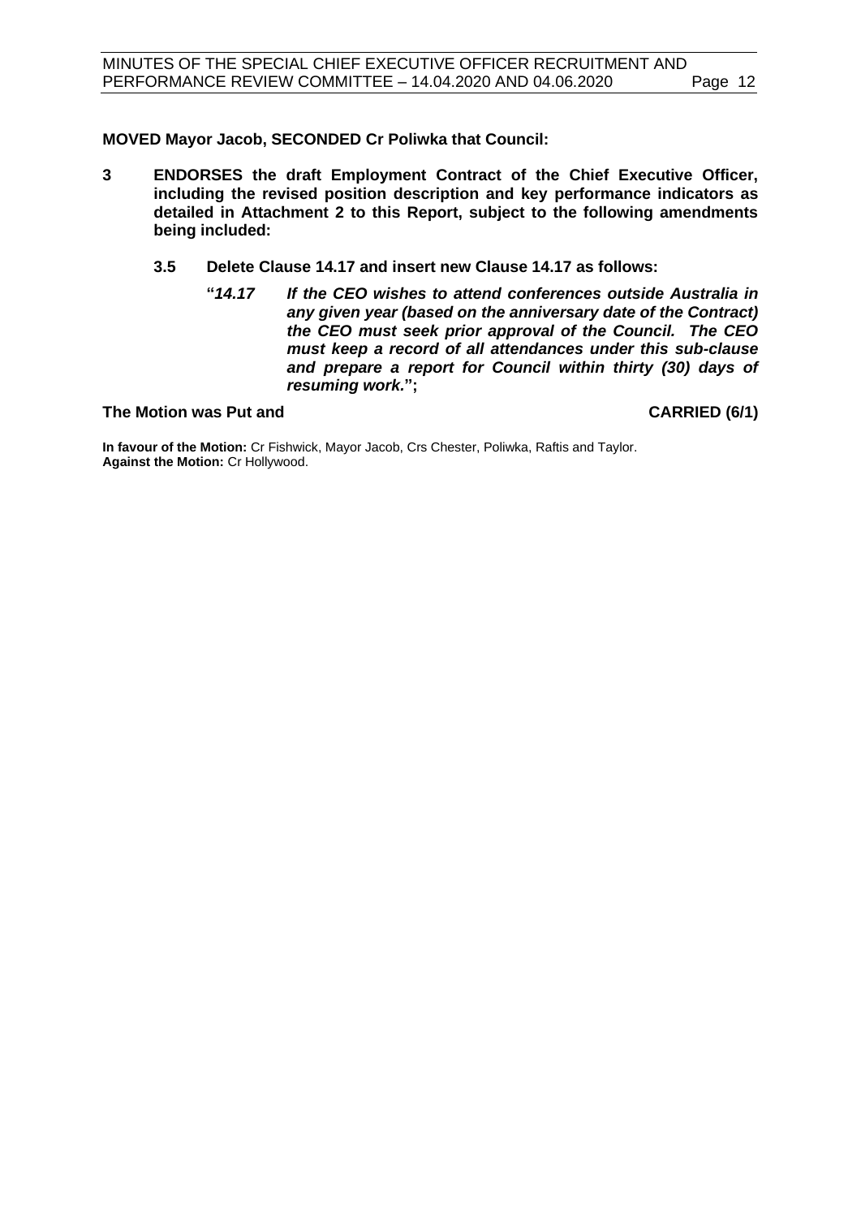**MOVED Mayor Jacob, SECONDED Cr Poliwka that Council:**

**3 ENDORSES the draft Employment Contract of the Chief Executive Officer, including the revised position description and key performance indicators as detailed in Attachment 2 to this Report, subject to the following amendments being included:**

**3.5 Delete Clause 14.17 and insert new Clause 14.17 as follows:**

**"*14.17 If the CEO wishes to attend conferences outside Australia in any given year (based on the anniversary date of the Contract) the CEO must seek prior approval of the Council. The CEO must keep a record of all attendances under this sub-clause and prepare a report for Council within thirty (30) days of resuming work.*";**

**The Motion was Put and CARRIED (6/1)**

**In favour of the Motion:** Cr Fishwick, Mayor Jacob, Crs Chester, Poliwka, Raftis and Taylor.
**Against the Motion:** Cr Hollywood.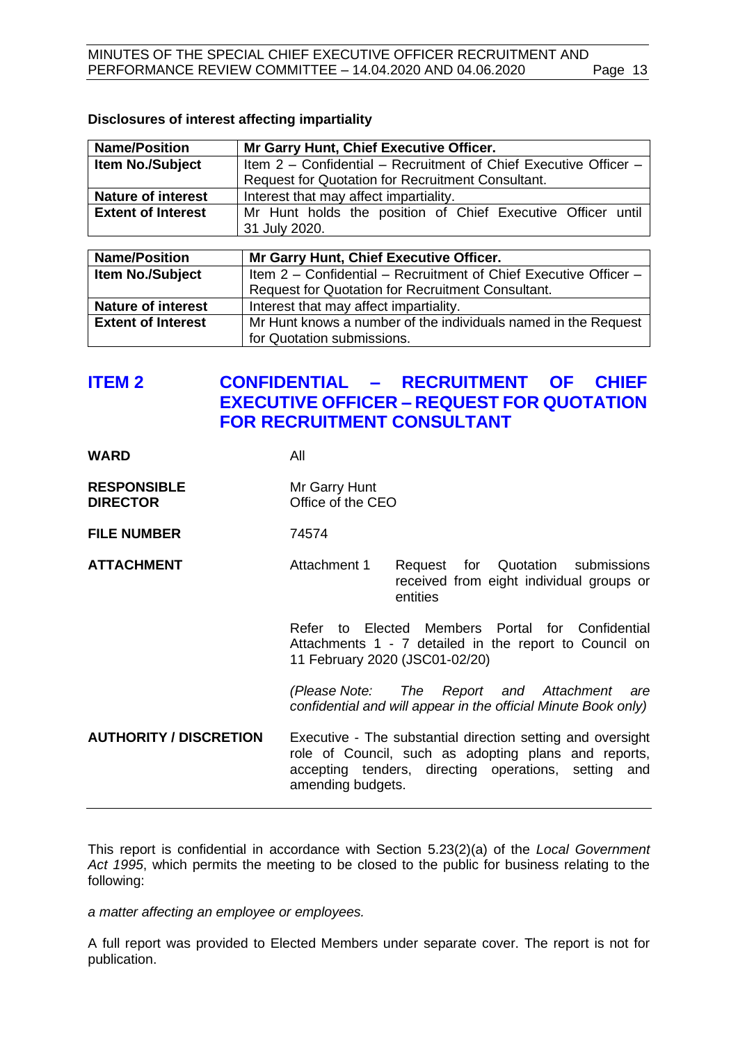**Disclosures of interest affecting impartiality**

| Name/Position | Mr Garry Hunt, Chief Executive Officer. |
|---|---|
| **Item No./Subject** | Item 2 – Confidential – Recruitment of Chief Executive Officer – Request for Quotation for Recruitment Consultant. |
| **Nature of interest** | Interest that may affect impartiality. |
| **Extent of Interest** | Mr Hunt holds the position of Chief Executive Officer until 31 July 2020. |

| Name/Position | Mr Garry Hunt, Chief Executive Officer. |
|---|---|
| **Item No./Subject** | Item 2 – Confidential – Recruitment of Chief Executive Officer – Request for Quotation for Recruitment Consultant. |
| **Nature of interest** | Interest that may affect impartiality. |
| **Extent of Interest** | Mr Hunt knows a number of the individuals named in the Request for Quotation submissions. |

## ITEM 2 CONFIDENTIAL – RECRUITMENT OF CHIEF EXECUTIVE OFFICER – REQUEST FOR QUOTATION FOR RECRUITMENT CONSULTANT

**WARD** All

**RESPONSIBLE DIRECTOR** Mr Garry Hunt
Office of the CEO

**FILE NUMBER** 74574

**ATTACHMENT** Attachment 1 Request for Quotation submissions received from eight individual groups or entities

Refer to Elected Members Portal for Confidential Attachments 1 - 7 detailed in the report to Council on 11 February 2020 (JSC01-02/20)

*(Please Note: The Report and Attachment are confidential and will appear in the official Minute Book only)*

**AUTHORITY / DISCRETION** Executive - The substantial direction setting and oversight role of Council, such as adopting plans and reports, accepting tenders, directing operations, setting and amending budgets.

---

This report is confidential in accordance with Section 5.23(2)(a) of the *Local Government Act 1995*, which permits the meeting to be closed to the public for business relating to the following:

*a matter affecting an employee or employees.*

A full report was provided to Elected Members under separate cover. The report is not for publication.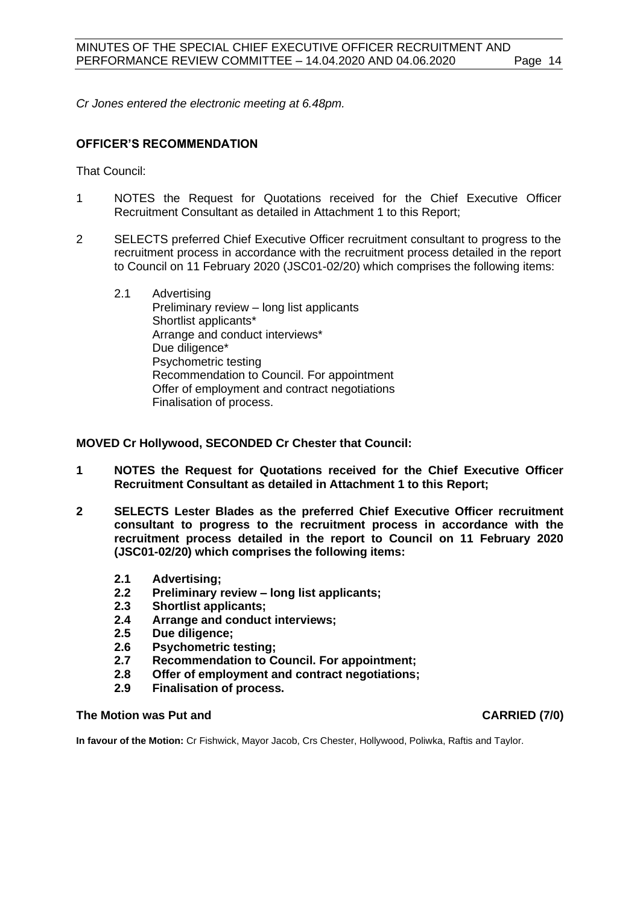*Cr Jones entered the electronic meeting at 6.48pm.*

**OFFICER'S RECOMMENDATION**

That Council:

1 NOTES the Request for Quotations received for the Chief Executive Officer Recruitment Consultant as detailed in Attachment 1 to this Report;

2 SELECTS preferred Chief Executive Officer recruitment consultant to progress to the recruitment process in accordance with the recruitment process detailed in the report to Council on 11 February 2020 (JSC01-02/20) which comprises the following items:

 2.1 Advertising
 Preliminary review – long list applicants
 Shortlist applicants*
 Arrange and conduct interviews*
 Due diligence*
 Psychometric testing
 Recommendation to Council. For appointment
 Offer of employment and contract negotiations
 Finalisation of process.

**MOVED Cr Hollywood, SECONDED Cr Chester that Council:**

**1 NOTES the Request for Quotations received for the Chief Executive Officer Recruitment Consultant as detailed in Attachment 1 to this Report;**

**2 SELECTS Lester Blades as the preferred Chief Executive Officer recruitment consultant to progress to the recruitment process in accordance with the recruitment process detailed in the report to Council on 11 February 2020 (JSC01-02/20) which comprises the following items:**

 **2.1 Advertising;**
 **2.2 Preliminary review – long list applicants;**
 **2.3 Shortlist applicants;**
 **2.4 Arrange and conduct interviews;**
 **2.5 Due diligence;**
 **2.6 Psychometric testing;**
 **2.7 Recommendation to Council. For appointment;**
 **2.8 Offer of employment and contract negotiations;**
 **2.9 Finalisation of process.**

**The Motion was Put and CARRIED (7/0)**

**In favour of the Motion:** Cr Fishwick, Mayor Jacob, Crs Chester, Hollywood, Poliwka, Raftis and Taylor.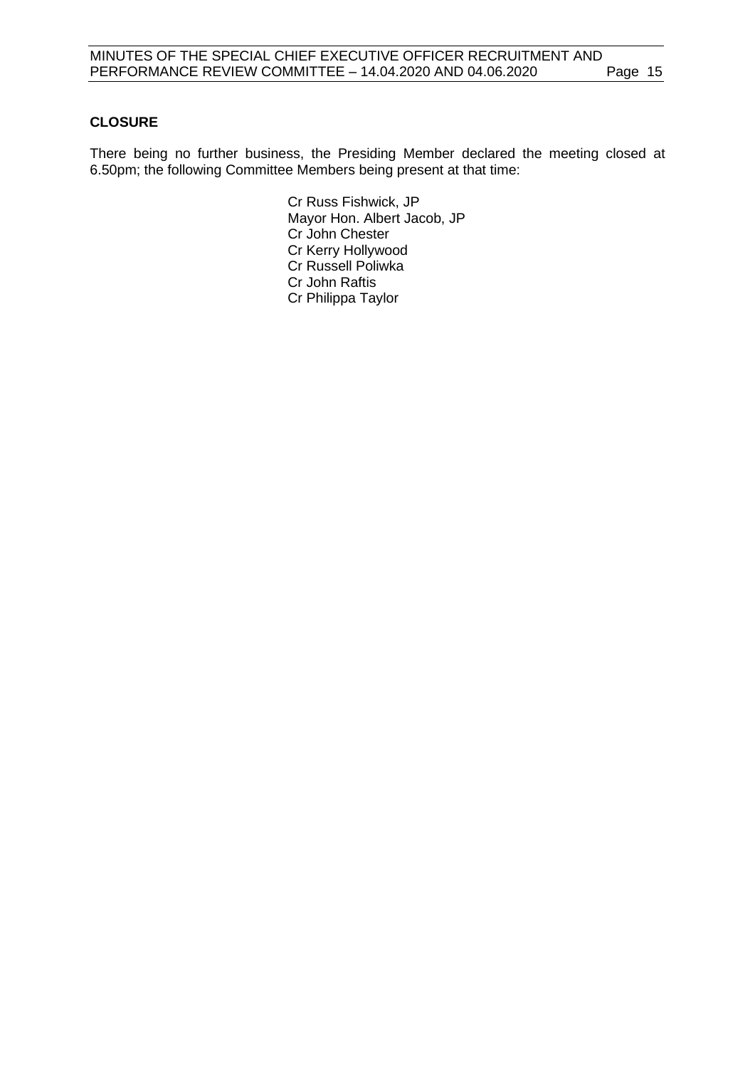## CLOSURE

There being no further business, the Presiding Member declared the meeting closed at 6.50pm; the following Committee Members being present at that time:

Cr Russ Fishwick, JP  
Mayor Hon. Albert Jacob, JP  
Cr John Chester  
Cr Kerry Hollywood  
Cr Russell Poliwka  
Cr John Raftis  
Cr Philippa Taylor